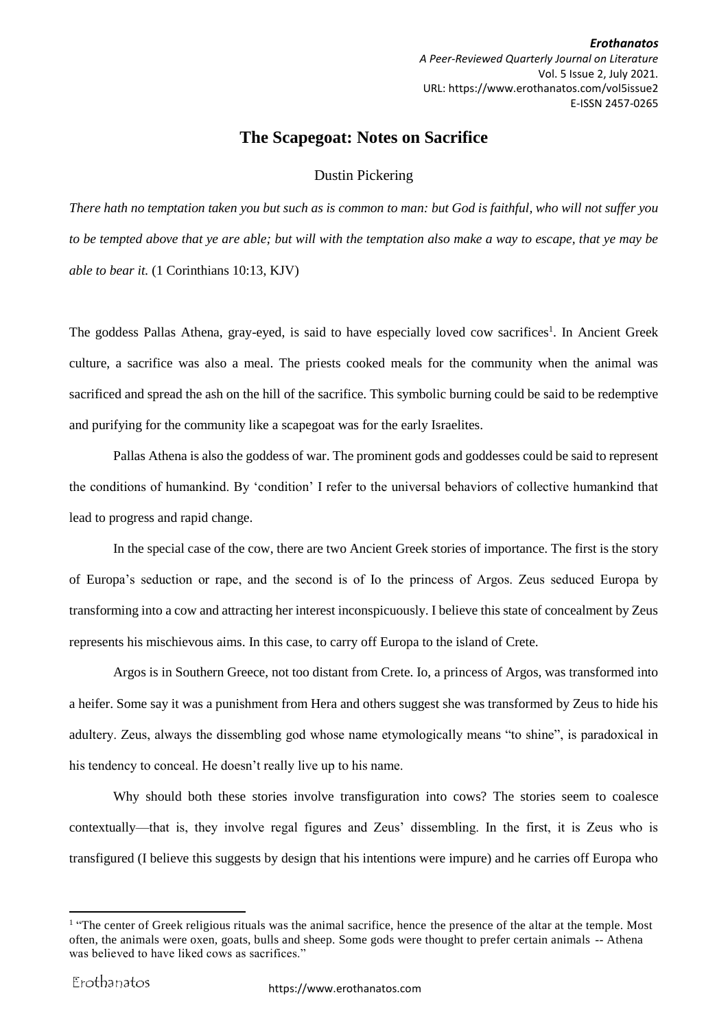# The Scapegoat: Notes on Sacrifice

Dustin Pickering

*There hath no temptation taken you but such as is common to man: but God is faithful, who will not suffer you to be tempted above that ye are able; but will with the temptation also make a way to escape, that ye may be able to bear it.* (1 Corinthians 10:13, KJV)

The goddess Pallas Athena, gray-eyed, is said to have especially loved cow sacrifices[1]. In Ancient Greek culture, a sacrifice was also a meal. The priests cooked meals for the community when the animal was sacrificed and spread the ash on the hill of the sacrifice. This symbolic burning could be said to be redemptive and purifying for the community like a scapegoat was for the early Israelites.

Pallas Athena is also the goddess of war. The prominent gods and goddesses could be said to represent the conditions of humankind. By 'condition' I refer to the universal behaviors of collective humankind that lead to progress and rapid change.

In the special case of the cow, there are two Ancient Greek stories of importance. The first is the story of Europa's seduction or rape, and the second is of Io the princess of Argos. Zeus seduced Europa by transforming into a cow and attracting her interest inconspicuously. I believe this state of concealment by Zeus represents his mischievous aims. In this case, to carry off Europa to the island of Crete.

Argos is in Southern Greece, not too distant from Crete. Io, a princess of Argos, was transformed into a heifer. Some say it was a punishment from Hera and others suggest she was transformed by Zeus to hide his adultery. Zeus, always the dissembling god whose name etymologically means "to shine", is paradoxical in his tendency to conceal. He doesn't really live up to his name.

Why should both these stories involve transfiguration into cows? The stories seem to coalesce contextually—that is, they involve regal figures and Zeus' dissembling. In the first, it is Zeus who is transfigured (I believe this suggests by design that his intentions were impure) and he carries off Europa who

[1] "The center of Greek religious rituals was the animal sacrifice, hence the presence of the altar at the temple. Most often, the animals were oxen, goats, bulls and sheep. Some gods were thought to prefer certain animals -- Athena was believed to have liked cows as sacrifices."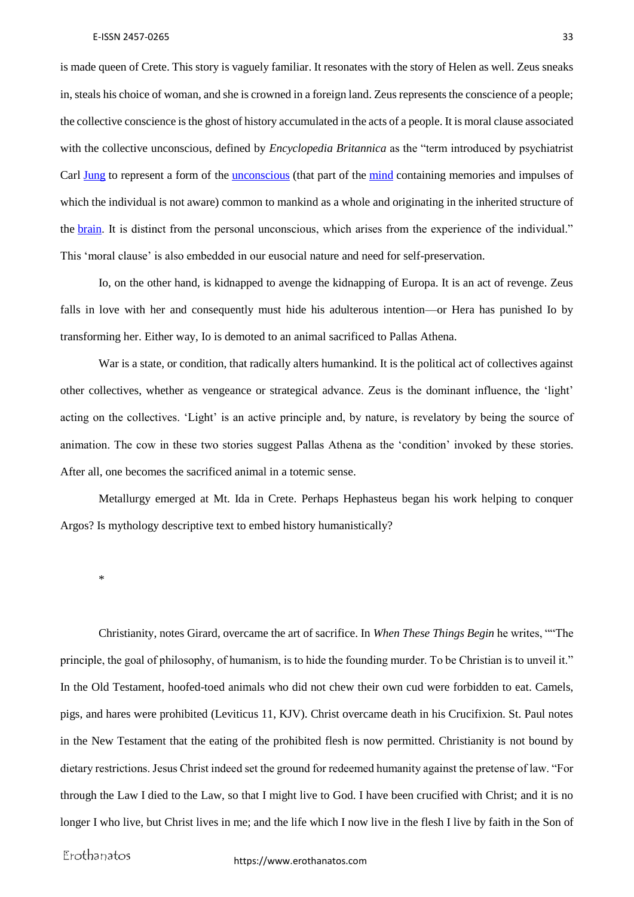is made queen of Crete. This story is vaguely familiar. It resonates with the story of Helen as well. Zeus sneaks in, steals his choice of woman, and she is crowned in a foreign land. Zeus represents the conscience of a people; the collective conscience is the ghost of history accumulated in the acts of a people. It is moral clause associated with the collective unconscious, defined by *Encyclopedia Britannica* as the "term introduced by psychiatrist Carl Jung to represent a form of the unconscious (that part of the mind containing memories and impulses of which the individual is not aware) common to mankind as a whole and originating in the inherited structure of the brain. It is distinct from the personal unconscious, which arises from the experience of the individual." This 'moral clause' is also embedded in our eusocial nature and need for self-preservation.

Io, on the other hand, is kidnapped to avenge the kidnapping of Europa. It is an act of revenge. Zeus falls in love with her and consequently must hide his adulterous intention—or Hera has punished Io by transforming her. Either way, Io is demoted to an animal sacrificed to Pallas Athena.

War is a state, or condition, that radically alters humankind. It is the political act of collectives against other collectives, whether as vengeance or strategical advance. Zeus is the dominant influence, the 'light' acting on the collectives. 'Light' is an active principle and, by nature, is revelatory by being the source of animation. The cow in these two stories suggest Pallas Athena as the 'condition' invoked by these stories. After all, one becomes the sacrificed animal in a totemic sense.

Metallurgy emerged at Mt. Ida in Crete. Perhaps Hephasteus began his work helping to conquer Argos? Is mythology descriptive text to embed history humanistically?

*

Christianity, notes Girard, overcame the art of sacrifice. In *When These Things Begin* he writes, ""The principle, the goal of philosophy, of humanism, is to hide the founding murder. To be Christian is to unveil it." In the Old Testament, hoofed-toed animals who did not chew their own cud were forbidden to eat. Camels, pigs, and hares were prohibited (Leviticus 11, KJV). Christ overcame death in his Crucifixion. St. Paul notes in the New Testament that the eating of the prohibited flesh is now permitted. Christianity is not bound by dietary restrictions. Jesus Christ indeed set the ground for redeemed humanity against the pretense of law. "For through the Law I died to the Law, so that I might live to God. I have been crucified with Christ; and it is no longer I who live, but Christ lives in me; and the life which I now live in the flesh I live by faith in the Son of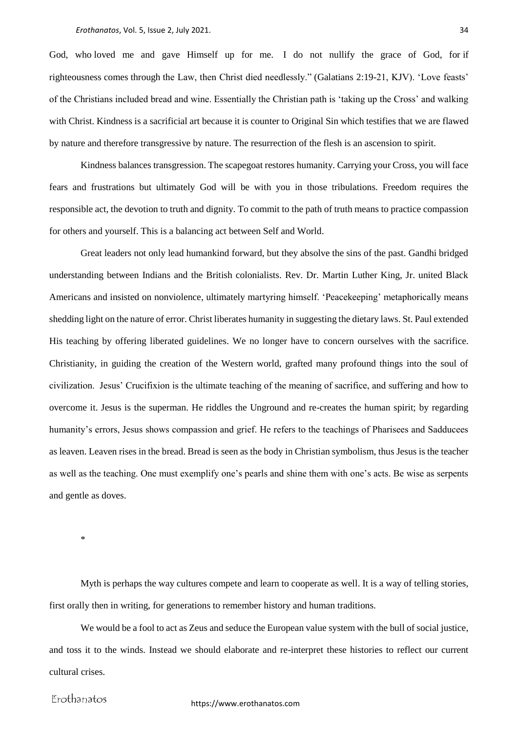God, who loved me and gave Himself up for me. I do not nullify the grace of God, for if righteousness comes through the Law, then Christ died needlessly." (Galatians 2:19-21, KJV). 'Love feasts' of the Christians included bread and wine. Essentially the Christian path is 'taking up the Cross' and walking with Christ. Kindness is a sacrificial art because it is counter to Original Sin which testifies that we are flawed by nature and therefore transgressive by nature. The resurrection of the flesh is an ascension to spirit.

Kindness balances transgression. The scapegoat restores humanity. Carrying your Cross, you will face fears and frustrations but ultimately God will be with you in those tribulations. Freedom requires the responsible act, the devotion to truth and dignity. To commit to the path of truth means to practice compassion for others and yourself. This is a balancing act between Self and World.

Great leaders not only lead humankind forward, but they absolve the sins of the past. Gandhi bridged understanding between Indians and the British colonialists. Rev. Dr. Martin Luther King, Jr. united Black Americans and insisted on nonviolence, ultimately martyring himself. 'Peacekeeping' metaphorically means shedding light on the nature of error. Christ liberates humanity in suggesting the dietary laws. St. Paul extended His teaching by offering liberated guidelines. We no longer have to concern ourselves with the sacrifice. Christianity, in guiding the creation of the Western world, grafted many profound things into the soul of civilization. Jesus' Crucifixion is the ultimate teaching of the meaning of sacrifice, and suffering and how to overcome it. Jesus is the superman. He riddles the Unground and re-creates the human spirit; by regarding humanity's errors, Jesus shows compassion and grief. He refers to the teachings of Pharisees and Sadducees as leaven. Leaven rises in the bread. Bread is seen as the body in Christian symbolism, thus Jesus is the teacher as well as the teaching. One must exemplify one's pearls and shine them with one's acts. Be wise as serpents and gentle as doves.

*

Myth is perhaps the way cultures compete and learn to cooperate as well. It is a way of telling stories, first orally then in writing, for generations to remember history and human traditions.

We would be a fool to act as Zeus and seduce the European value system with the bull of social justice, and toss it to the winds. Instead we should elaborate and re-interpret these histories to reflect our current cultural crises.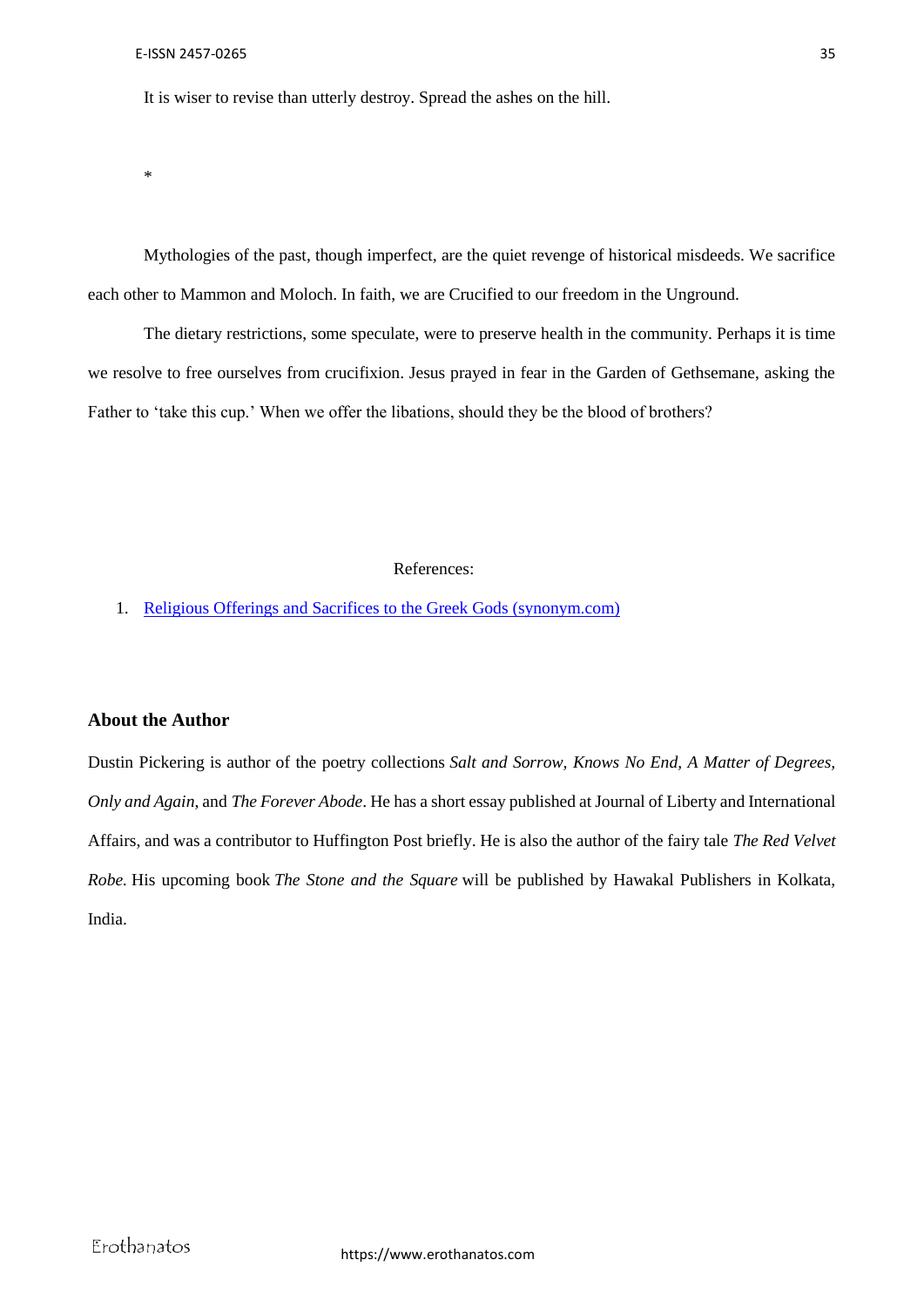It is wiser to revise than utterly destroy. Spread the ashes on the hill.

*

Mythologies of the past, though imperfect, are the quiet revenge of historical misdeeds. We sacrifice each other to Mammon and Moloch. In faith, we are Crucified to our freedom in the Unground.

The dietary restrictions, some speculate, were to preserve health in the community. Perhaps it is time we resolve to free ourselves from crucifixion. Jesus prayed in fear in the Garden of Gethsemane, asking the Father to 'take this cup.' When we offer the libations, should they be the blood of brothers?

References:

1. Religious Offerings and Sacrifices to the Greek Gods (synonym.com)

## About the Author

Dustin Pickering is author of the poetry collections *Salt and Sorrow, Knows No End, A Matter of Degrees, Only and Again,* and *The Forever Abode*. He has a short essay published at Journal of Liberty and International Affairs, and was a contributor to Huffington Post briefly. He is also the author of the fairy tale *The Red Velvet Robe*. His upcoming book *The Stone and the Square* will be published by Hawakal Publishers in Kolkata, India.